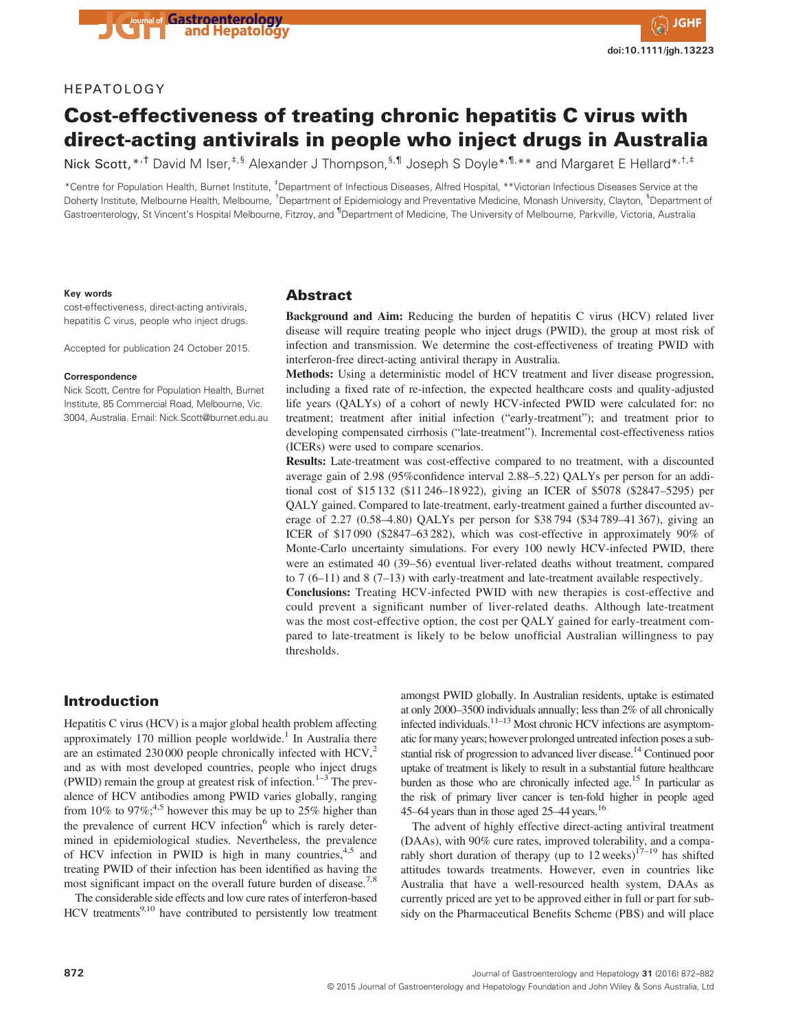HEPATOLOGY

# Cost-effectiveness of treating chronic hepatitis C virus with direct-acting antivirals in people who inject drugs in Australia

Nick Scott,[*,†] David M Iser,[‡,§] Alexander J Thompson,[§,¶] Joseph S Doyle[*,¶,**] and Margaret E Hellard[*,†,‡]

[*]Centre for Population Health, Burnet Institute, [‡]Department of Infectious Diseases, Alfred Hospital, [**]Victorian Infectious Diseases Service at the Doherty Institute, Melbourne Health, Melbourne, [†]Department of Epidemiology and Preventative Medicine, Monash University, Clayton, [§]Department of Gastroenterology, St Vincent's Hospital Melbourne, Fitzroy, and [¶]Department of Medicine, The University of Melbourne, Parkville, Victoria, Australia

**Key words**

cost-effectiveness, direct-acting antivirals, hepatitis C virus, people who inject drugs.

Accepted for publication 24 October 2015.

**Correspondence**

Nick Scott, Centre for Population Health, Burnet Institute, 85 Commercial Road, Melbourne, Vic. 3004, Australia. Email: Nick.Scott@burnet.edu.au

## Abstract

**Background and Aim:** Reducing the burden of hepatitis C virus (HCV) related liver disease will require treating people who inject drugs (PWID), the group at most risk of infection and transmission. We determine the cost-effectiveness of treating PWID with interferon-free direct-acting antiviral therapy in Australia.

**Methods:** Using a deterministic model of HCV treatment and liver disease progression, including a fixed rate of re-infection, the expected healthcare costs and quality-adjusted life years (QALYs) of a cohort of newly HCV-infected PWID were calculated for: no treatment; treatment after initial infection ("early-treatment"); and treatment prior to developing compensated cirrhosis ("late-treatment"). Incremental cost-effectiveness ratios (ICERs) were used to compare scenarios.

**Results:** Late-treatment was cost-effective compared to no treatment, with a discounted average gain of 2.98 (95%confidence interval 2.88–5.22) QALYs per person for an additional cost of $15 132 ($11 246–18 922), giving an ICER of $5078 ($2847–5295) per QALY gained. Compared to late-treatment, early-treatment gained a further discounted average of 2.27 (0.58–4.80) QALYs per person for $38 794 ($34 789–41 367), giving an ICER of $17 090 ($2847–63 282), which was cost-effective in approximately 90% of Monte-Carlo uncertainty simulations. For every 100 newly HCV-infected PWID, there were an estimated 40 (39–56) eventual liver-related deaths without treatment, compared to 7 (6–11) and 8 (7–13) with early-treatment and late-treatment available respectively.

**Conclusions:** Treating HCV-infected PWID with new therapies is cost-effective and could prevent a significant number of liver-related deaths. Although late-treatment was the most cost-effective option, the cost per QALY gained for early-treatment compared to late-treatment is likely to be below unofficial Australian willingness to pay thresholds.

## Introduction

Hepatitis C virus (HCV) is a major global health problem affecting approximately 170 million people worldwide.[1] In Australia there are an estimated 230 000 people chronically infected with HCV,[2] and as with most developed countries, people who inject drugs (PWID) remain the group at greatest risk of infection.[1–3] The prevalence of HCV antibodies among PWID varies globally, ranging from 10% to 97%;[4,5] however this may be up to 25% higher than the prevalence of current HCV infection[6] which is rarely determined in epidemiological studies. Nevertheless, the prevalence of HCV infection in PWID is high in many countries,[4,5] and treating PWID of their infection has been identified as having the most significant impact on the overall future burden of disease.[7,8]

The considerable side effects and low cure rates of interferon-based HCV treatments[9,10] have contributed to persistently low treatment amongst PWID globally. In Australian residents, uptake is estimated at only 2000–3500 individuals annually; less than 2% of all chronically infected individuals.[11–13] Most chronic HCV infections are asymptomatic for many years; however prolonged untreated infection poses a substantial risk of progression to advanced liver disease.[14] Continued poor uptake of treatment is likely to result in a substantial future healthcare burden as those who are chronically infected age.[15] In particular as the risk of primary liver cancer is ten-fold higher in people aged 45–64 years than in those aged 25–44 years.[16]

The advent of highly effective direct-acting antiviral treatment (DAAs), with 90% cure rates, improved tolerability, and a comparably short duration of therapy (up to 12 weeks)[17–19] has shifted attitudes towards treatments. However, even in countries like Australia that have a well-resourced health system, DAAs as currently priced are yet to be approved either in full or part for subsidy on the Pharmaceutical Benefits Scheme (PBS) and will place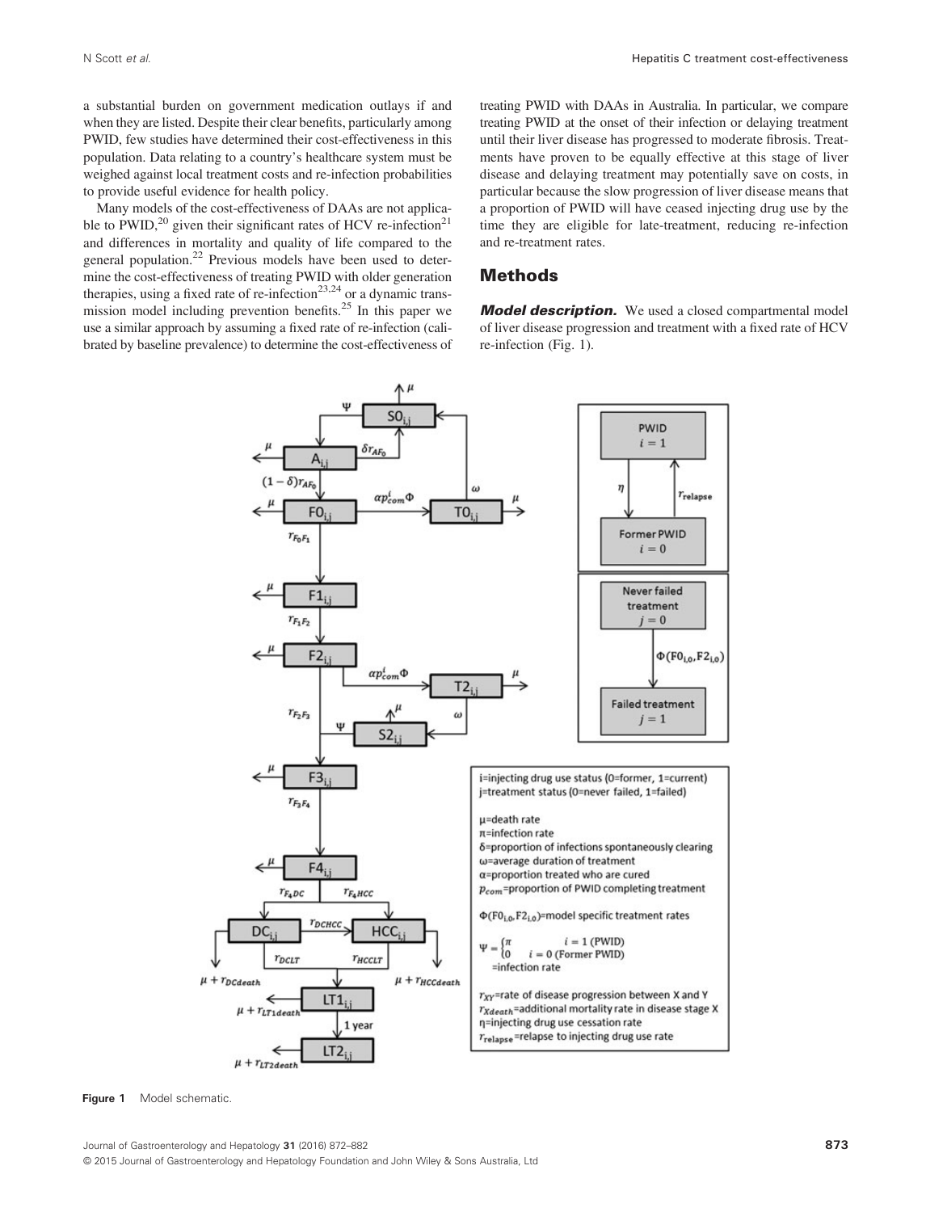a substantial burden on government medication outlays if and when they are listed. Despite their clear benefits, particularly among PWID, few studies have determined their cost-effectiveness in this population. Data relating to a country's healthcare system must be weighed against local treatment costs and re-infection probabilities to provide useful evidence for health policy.

Many models of the cost-effectiveness of DAAs are not applicable to PWID,[20] given their significant rates of HCV re-infection[21] and differences in mortality and quality of life compared to the general population.[22] Previous models have been used to determine the cost-effectiveness of treating PWID with older generation therapies, using a fixed rate of re-infection[23,24] or a dynamic transmission model including prevention benefits.[25] In this paper we use a similar approach by assuming a fixed rate of re-infection (calibrated by baseline prevalence) to determine the cost-effectiveness of treating PWID with DAAs in Australia. In particular, we compare treating PWID at the onset of their infection or delaying treatment until their liver disease has progressed to moderate fibrosis. Treatments have proven to be equally effective at this stage of liver disease and delaying treatment may potentially save on costs, in particular because the slow progression of liver disease means that a proportion of PWID will have ceased injecting drug use by the time they are eligible for late-treatment, reducing re-infection and re-treatment rates.

## Methods

***Model description.*** We used a closed compartmental model of liver disease progression and treatment with a fixed rate of HCV re-infection (Fig. 1).

i=injecting drug use status (0=former, 1=current)
j=treatment status (0=never failed, 1=failed)

$\mu$=death rate
$\pi$=infection rate
$\delta$=proportion of infections spontaneously clearing
$\omega$=average duration of treatment
$\alpha$=proportion treated who are cured
$p_{com}$=proportion of PWID completing treatment

$\Phi(F0_{i,0}, F2_{i,0})$=model specific treatment rates

$\Psi = \begin{cases} \pi & i = 1 \text{ (PWID)} \\ 0 & i = 0 \text{ (Former PWID)} \end{cases}$
=infection rate

$r_{XY}$=rate of disease progression between X and Y
$r_{Xdeath}$=additional mortality rate in disease stage X
$\eta$=injecting drug use cessation rate
$r_{relapse}$=relapse to injecting drug use rate

**Figure 1** Model schematic.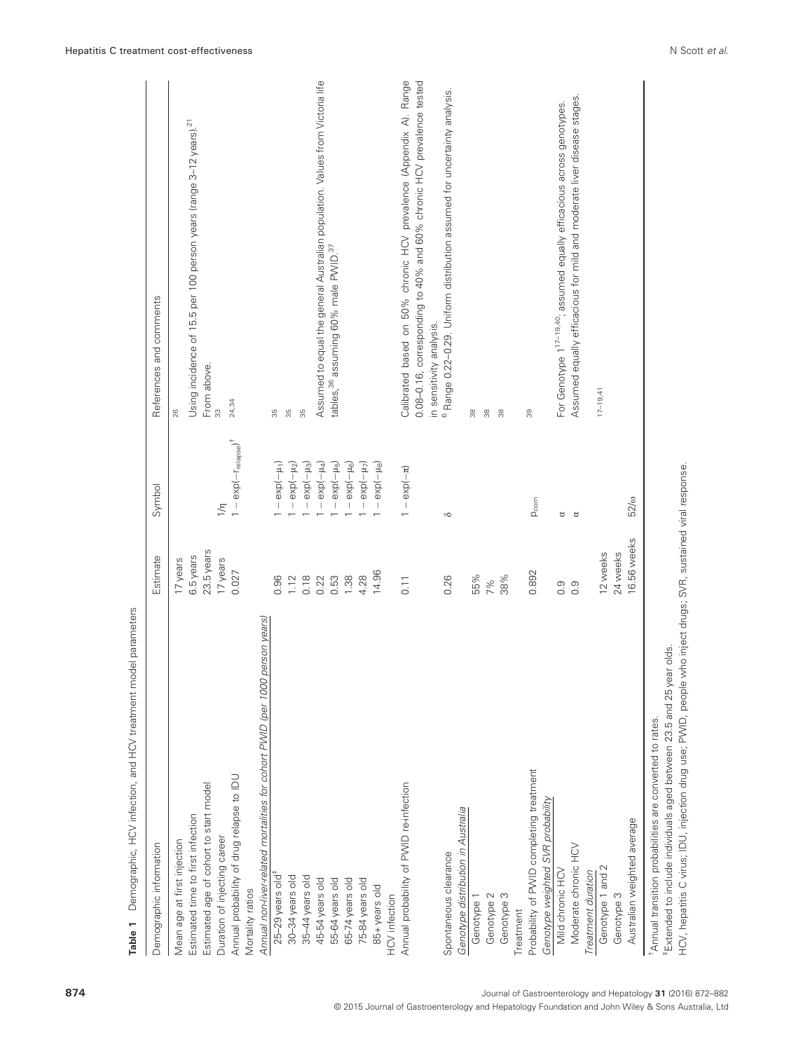**Table 1** Demographic, HCV infection, and HCV treatment model parameters

| Demographic information | Estimate | Symbol | References and comments |
|---|---|---|---|
| Mean age at first injection | 17 years | | [26] |
| Estimated time to first infection | 6.5 years | | Using incidence of 15.5 per 100 person years (range 3–12 years).[21] |
| Estimated age of cohort to start model | 23.5 years | | From above. |
| Duration of injecting career | 17 years | $1/\eta$ | [33] |
| Annual probability of drug relapse to IDU | 0.027 | $1-\exp(-r_{relapse})$[†] | [24,34] |
| Mortality ratios | | | |
| *Annual non-liver-related mortalities for cohort PWID (per 1000 person years)* | | | |
| 25–29 years old[‡] | 0.96 | $1-\exp(-\mu_1)$ | [35] |
| 30–34 years old | 1.12 | $1-\exp(-\mu_2)$ | [35] |
| 35–44 years old | 0.18 | $1-\exp(-\mu_3)$ | [35] |
| 45-54 years old | 0.22 | $1-\exp(-\mu_4)$ | Assumed to equal the general Australian population. Values from Victoria life tables,[36] assuming 60% male PWID.[37] |
| 55-64 years old | 0.53 | $1-\exp(-\mu_5)$ | |
| 65-74 years old | 1.38 | $1-\exp(-\mu_6)$ | |
| 75-84 years old | 4.28 | $1-\exp(-\mu_7)$ | |
| 85+ years old | 14.96 | $1-\exp(-\mu_8)$ | |
| HCV infection | | | |
| Annual probability of PWID re-infection | 0.11 | $1-\exp(-\pi)$ | Calibrated based on 50% chronic HCV prevalence (Appendix A). Range 0.08–0.16, corresponding to 40% and 60% chronic HCV prevalence tested in sensitivity analysis. |
| Spontaneous clearance | 0.26 | $\delta$ | [6] Range 0.22–0.29. Uniform distribution assumed for uncertainty analysis. |
| *Genotype distribution in Australia* | | | |
| Genotype 1 | 55% | | [38] |
| Genotype 2 | 7% | | [38] |
| Genotype 3 | 38% | | [38] |
| Treatment | | | |
| Probability of PWID completing treatment | 0.892 | $p_{com}$ | [39] |
| *Genotype weighted SVR probability* | | | |
| Mild chronic HCV | 0.9 | $\alpha$ | For Genotype 1[17–19,40], assumed equally efficacious across genotypes. |
| Moderate chronic HCV | 0.9 | $\alpha$ | Assumed equally efficacious for mild and moderate liver disease stages. |
| *Treatment duration* | | | |
| Genotype 1 and 2 | 12 weeks | | [17–19,41] |
| Genotype 3 | 24 weeks | | |
| Australian weighted average | 16.56 weeks | $52/\omega$ | |

[†]Annual transition probabilities are converted to rates.
[‡]Extended to include individuals aged between 23.5 and 25 year olds.
HCV, hepatitis C virus; IDU, injection drug use; PWID, people who inject drugs; SVR, sustained viral response.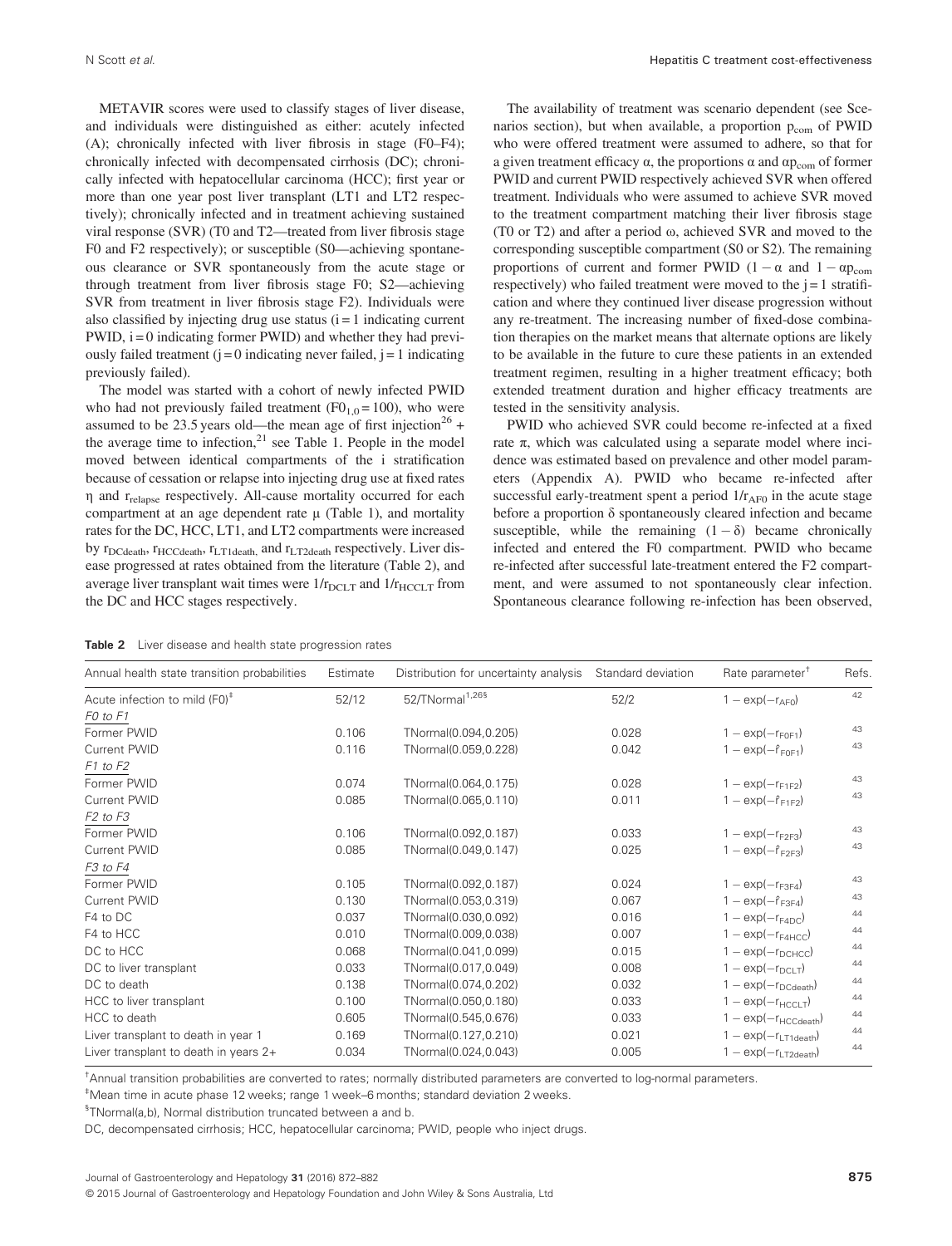METAVIR scores were used to classify stages of liver disease, and individuals were distinguished as either: acutely infected (A); chronically infected with liver fibrosis in stage (F0–F4); chronically infected with decompensated cirrhosis (DC); chronically infected with hepatocellular carcinoma (HCC); first year or more than one year post liver transplant (LT1 and LT2 respectively); chronically infected and in treatment achieving sustained viral response (SVR) (T0 and T2—treated from liver fibrosis stage F0 and F2 respectively); or susceptible (S0—achieving spontaneous clearance or SVR spontaneously from the acute stage or through treatment from liver fibrosis stage F0; S2—achieving SVR from treatment in liver fibrosis stage F2). Individuals were also classified by injecting drug use status (i = 1 indicating current PWID, i = 0 indicating former PWID) and whether they had previously failed treatment (j = 0 indicating never failed, j = 1 indicating previously failed).

The model was started with a cohort of newly infected PWID who had not previously failed treatment ($F0_{1,0} = 100$), who were assumed to be 23.5 years old—the mean age of first injection[26] + the average time to infection,[21] see Table 1. People in the model moved between identical compartments of the i stratification because of cessation or relapse into injecting drug use at fixed rates η and $r_{relapse}$ respectively. All-cause mortality occurred for each compartment at an age dependent rate μ (Table 1), and mortality rates for the DC, HCC, LT1, and LT2 compartments were increased by $r_{DCdeath}$, $r_{HCCdeath}$, $r_{LT1death}$, and $r_{LT2death}$ respectively. Liver disease progressed at rates obtained from the literature (Table 2), and average liver transplant wait times were $1/r_{DCLT}$ and $1/r_{HCCLT}$ from the DC and HCC stages respectively.

The availability of treatment was scenario dependent (see Scenarios section), but when available, a proportion $p_{com}$ of PWID who were offered treatment were assumed to adhere, so that for a given treatment efficacy α, the proportions α and $\alpha p_{com}$ of former PWID and current PWID respectively achieved SVR when offered treatment. Individuals who were assumed to achieve SVR moved to the treatment compartment matching their liver fibrosis stage (T0 or T2) and after a period ω, achieved SVR and moved to the corresponding susceptible compartment (S0 or S2). The remaining proportions of current and former PWID ($1 - \alpha$ and $1 - \alpha p_{com}$ respectively) who failed treatment were moved to the j = 1 stratification and where they continued liver disease progression without any re-treatment. The increasing number of fixed-dose combination therapies on the market means that alternate options are likely to be available in the future to cure these patients in an extended treatment regimen, resulting in a higher treatment efficacy; both extended treatment duration and higher efficacy treatments are tested in the sensitivity analysis.

PWID who achieved SVR could become re-infected at a fixed rate π, which was calculated using a separate model where incidence was estimated based on prevalence and other model parameters (Appendix A). PWID who became re-infected after successful early-treatment spent a period $1/r_{AF0}$ in the acute stage before a proportion δ spontaneously cleared infection and became susceptible, while the remaining $(1 - \delta)$ became chronically infected and entered the F0 compartment. PWID who became re-infected after successful late-treatment entered the F2 compartment, and were assumed to not spontaneously clear infection. Spontaneous clearance following re-infection has been observed,

**Table 2** Liver disease and health state progression rates

| Annual health state transition probabilities | Estimate | Distribution for uncertainty analysis | Standard deviation | Rate parameter† | Refs. |
|---|---|---|---|---|---|
| Acute infection to mild (F0)‡ | 52/12 | 52/TNormal[1,26§] | 52/2 | $1 - \exp(-r_{AF0})$ | 42 |
| *F0 to F1* | | | | | |
| Former PWID | 0.106 | TNormal(0.094,0.205) | 0.028 | $1 - \exp(-r_{F0F1})$ | 43 |
| Current PWID | 0.116 | TNormal(0.059,0.228) | 0.042 | $1 - \exp(-\hat{r}_{F0F1})$ | 43 |
| *F1 to F2* | | | | | |
| Former PWID | 0.074 | TNormal(0.064,0.175) | 0.028 | $1 - \exp(-r_{F1F2})$ | 43 |
| Current PWID | 0.085 | TNormal(0.065,0.110) | 0.011 | $1 - \exp(-\hat{r}_{F1F2})$ | 43 |
| *F2 to F3* | | | | | |
| Former PWID | 0.106 | TNormal(0.092,0.187) | 0.033 | $1 - \exp(-r_{F2F3})$ | 43 |
| Current PWID | 0.085 | TNormal(0.049,0.147) | 0.025 | $1 - \exp(-\hat{r}_{F2F3})$ | 43 |
| *F3 to F4* | | | | | |
| Former PWID | 0.105 | TNormal(0.092,0.187) | 0.024 | $1 - \exp(-r_{F3F4})$ | 43 |
| Current PWID | 0.130 | TNormal(0.053,0.319) | 0.067 | $1 - \exp(-\hat{r}_{F3F4})$ | 43 |
| F4 to DC | 0.037 | TNormal(0.030,0.092) | 0.016 | $1 - \exp(-r_{F4DC})$ | 44 |
| F4 to HCC | 0.010 | TNormal(0.009,0.038) | 0.007 | $1 - \exp(-r_{F4HCC})$ | 44 |
| DC to HCC | 0.068 | TNormal(0.041,0.099) | 0.015 | $1 - \exp(-r_{DCHCC})$ | 44 |
| DC to liver transplant | 0.033 | TNormal(0.017,0.049) | 0.008 | $1 - \exp(-r_{DCLT})$ | 44 |
| DC to death | 0.138 | TNormal(0.074,0.202) | 0.032 | $1 - \exp(-r_{DCdeath})$ | 44 |
| HCC to liver transplant | 0.100 | TNormal(0.050,0.180) | 0.033 | $1 - \exp(-r_{HCCLT})$ | 44 |
| HCC to death | 0.605 | TNormal(0.545,0.676) | 0.033 | $1 - \exp(-r_{HCCdeath})$ | 44 |
| Liver transplant to death in year 1 | 0.169 | TNormal(0.127,0.210) | 0.021 | $1 - \exp(-r_{LT1death})$ | 44 |
| Liver transplant to death in years 2+ | 0.034 | TNormal(0.024,0.043) | 0.005 | $1 - \exp(-r_{LT2death})$ | 44 |

†Annual transition probabilities are converted to rates; normally distributed parameters are converted to log-normal parameters.

‡Mean time in acute phase 12 weeks; range 1 week–6 months; standard deviation 2 weeks.

§TNormal(a,b), Normal distribution truncated between a and b.

DC, decompensated cirrhosis; HCC, hepatocellular carcinoma; PWID, people who inject drugs.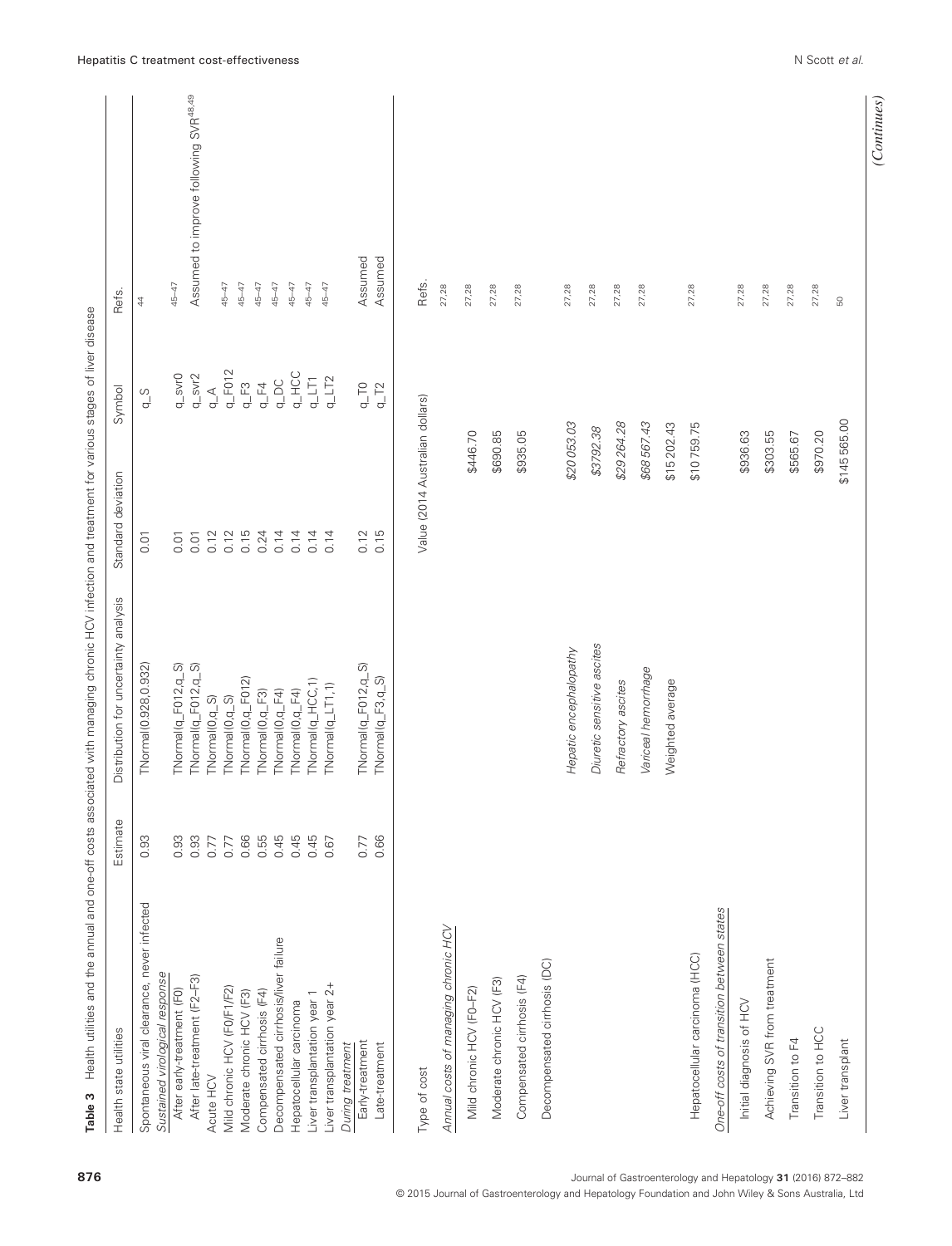**Table 3** Health utilities and the annual and one-off costs associated with managing chronic HCV infection and treatment for various stages of liver disease

| Health state utilities | Estimate | Distribution for uncertainty analysis | Standard deviation | Symbol | Refs. |
|---|---|---|---|---|---|
| Spontaneous viral clearance, never infected | 0.93 | TNormal(0.928,0.932) | 0.01 | q_S | 44 |
| *Sustained virological response* | | | | | |
| After early-treatment (F0) | 0.93 | TNormal(q_F012,q_S) | 0.01 | q_svr0 | 45–47 |
| After late-treatment (F2–F3) | 0.93 | TNormal(q_F012,q_S) | 0.01 | q_svr2 | Assumed to improve following SVR[48,49] |
| Acute HCV | 0.77 | TNormal(0,q_S) | 0.12 | q_A | 45–47 |
| Mild chronic HCV (F0/F1/F2) | 0.77 | TNormal(0,q_S) | 0.12 | q_F012 | 45–47 |
| Moderate chronic HCV (F3) | 0.66 | TNormal(0,q_F012) | 0.15 | q_F3 | 45–47 |
| Compensated cirrhosis (F4) | 0.55 | TNormal(0,q_F3) | 0.24 | q_F4 | 45–47 |
| Decompensated cirrhosis/liver failure | 0.45 | TNormal(0,q_F4) | 0.14 | q_DC | 45–47 |
| Hepatocellular carcinoma | 0.45 | TNormal(0,q_F4) | 0.14 | q_HCC | 45–47 |
| Liver transplantation year 1 | 0.45 | TNormal(q_HCC,1) | 0.14 | q_LT1 | 45–47 |
| Liver transplantation year 2+ | 0.67 | TNormal(q_LT1,1) | 0.14 | q_LT2 | 45–47 |
| *During treatment* | | | | | |
| Early-treatment | 0.77 | TNormal(q_F012,q_S) | 0.12 | q_T0 | Assumed |
| Late-treatment | 0.66 | TNormal(q_F3,q_S) | 0.15 | q_T2 | Assumed |

| Type of cost | | Value (2014 Australian dollars) | Refs. |
|---|---|---|---|
| *Annual costs of managing chronic HCV* | | | 27,28 |
| Mild chronic HCV (F0–F2) | | $446.70 | 27,28 |
| Moderate chronic HCV (F3) | | $690.85 | 27,28 |
| Compensated cirrhosis (F4) | | $935.05 | 27,28 |
| Decompensated cirrhosis (DC) | *Hepatic encephalopathy* | *$20 053.03* | 27,28 |
| | *Diuretic sensitive ascites* | *$3792.38* | 27,28 |
| | *Refractory ascites* | *$29 264.28* | 27,28 |
| | *Variceal hemorrhage* | *$68 567.43* | 27,28 |
| | Weighted average | $15 202.43 | |
| Hepatocellular carcinoma (HCC) | | $10 759.75 | 27,28 |
| *One-off costs of transition between states* | | | |
| Initial diagnosis of HCV | | $936.63 | 27,28 |
| Achieving SVR from treatment | | $303.55 | 27,28 |
| Transition to F4 | | $565.67 | 27,28 |
| Transition to HCC | | $970.20 | 27,28 |
| Liver transplant | | $145 565.00 | 50 |

*(Continues)*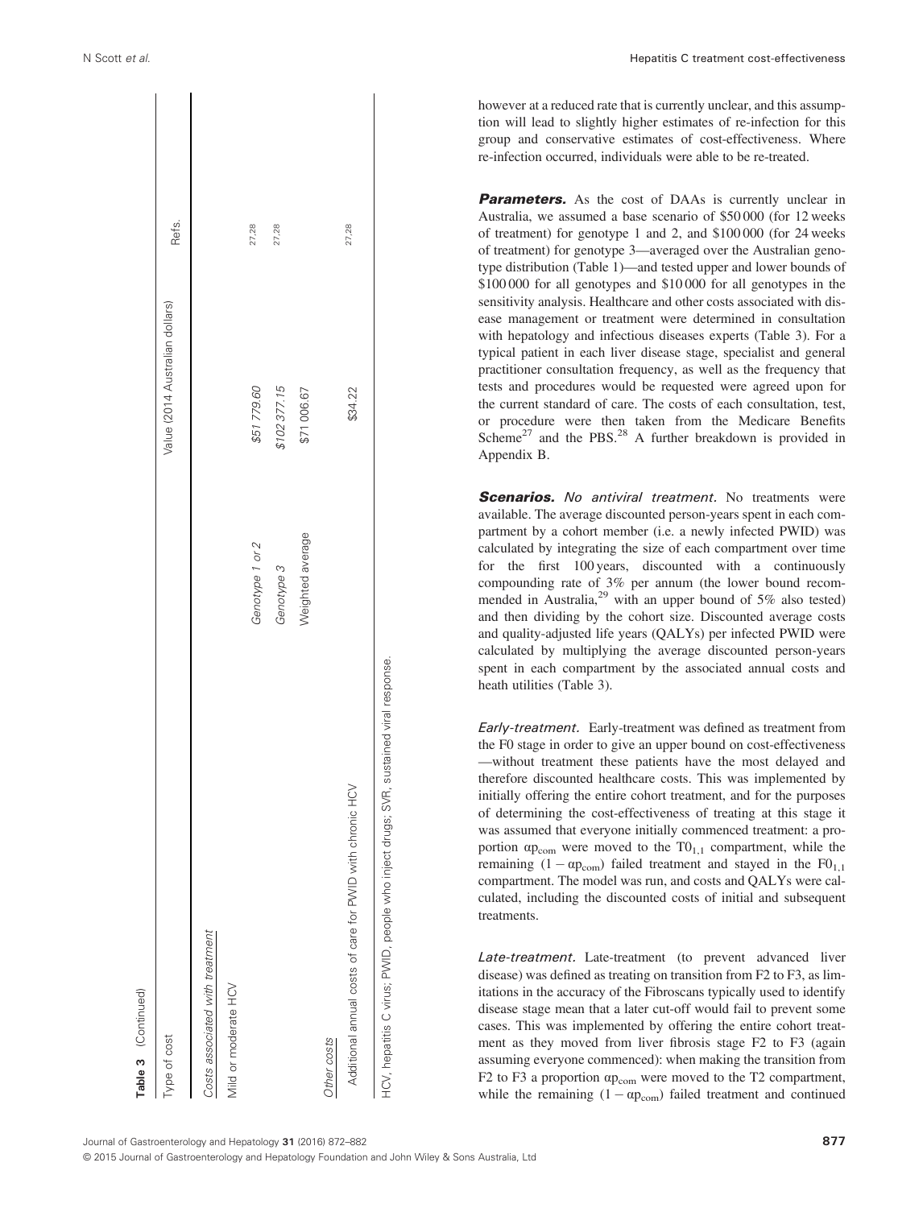**Table 3** (Continued)

| Type of cost | | Value (2014 Australian dollars) | Refs. |
|---|---|---|---|
| *Costs associated with treatment* | | | |
| Mild or moderate HCV | | | |
| | Genotype 1 or 2 | $51 779.60 | 27,28 |
| | Genotype 3 | $102 377.15 | 27,28 |
| | Weighted average | $71 006.67 | |
| *Other costs* | | | |
| Additional annual costs of care for PWID with chronic HCV | | $34.22 | 27,28 |

HCV, hepatitis C virus; PWID, people who inject drugs; SVR, sustained viral response.

however at a reduced rate that is currently unclear, and this assumption will lead to slightly higher estimates of re-infection for this group and conservative estimates of cost-effectiveness. Where re-infection occurred, individuals were able to be re-treated.

***Parameters.*** As the cost of DAAs is currently unclear in Australia, we assumed a base scenario of $50 000 (for 12 weeks of treatment) for genotype 1 and 2, and $100 000 (for 24 weeks of treatment) for genotype 3—averaged over the Australian genotype distribution (Table 1)—and tested upper and lower bounds of $100 000 for all genotypes and $10 000 for all genotypes in the sensitivity analysis. Healthcare and other costs associated with disease management or treatment were determined in consultation with hepatology and infectious diseases experts (Table 3). For a typical patient in each liver disease stage, specialist and general practitioner consultation frequency, as well as the frequency that tests and procedures would be requested were agreed upon for the current standard of care. The costs of each consultation, test, or procedure were then taken from the Medicare Benefits Scheme[27] and the PBS.[28] A further breakdown is provided in Appendix B.

***Scenarios.*** *No antiviral treatment.* No treatments were available. The average discounted person-years spent in each compartment by a cohort member (i.e. a newly infected PWID) was calculated by integrating the size of each compartment over time for the first 100 years, discounted with a continuously compounding rate of 3% per annum (the lower bound recommended in Australia,[29] with an upper bound of 5% also tested) and then dividing by the cohort size. Discounted average costs and quality-adjusted life years (QALYs) per infected PWID were calculated by multiplying the average discounted person-years spent in each compartment by the associated annual costs and heath utilities (Table 3).

*Early-treatment.* Early-treatment was defined as treatment from the F0 stage in order to give an upper bound on cost-effectiveness —without treatment these patients have the most delayed and therefore discounted healthcare costs. This was implemented by initially offering the entire cohort treatment, and for the purposes of determining the cost-effectiveness of treating at this stage it was assumed that everyone initially commenced treatment: a proportion $\alpha p_{com}$ were moved to the $T0_{1,1}$ compartment, while the remaining $(1 - \alpha p_{com})$ failed treatment and stayed in the $F0_{1,1}$ compartment. The model was run, and costs and QALYs were calculated, including the discounted costs of initial and subsequent treatments.

*Late-treatment.* Late-treatment (to prevent advanced liver disease) was defined as treating on transition from F2 to F3, as limitations in the accuracy of the Fibroscans typically used to identify disease stage mean that a later cut-off would fail to prevent some cases. This was implemented by offering the entire cohort treatment as they moved from liver fibrosis stage F2 to F3 (again assuming everyone commenced): when making the transition from F2 to F3 a proportion $\alpha p_{com}$ were moved to the T2 compartment, while the remaining $(1 - \alpha p_{com})$ failed treatment and continued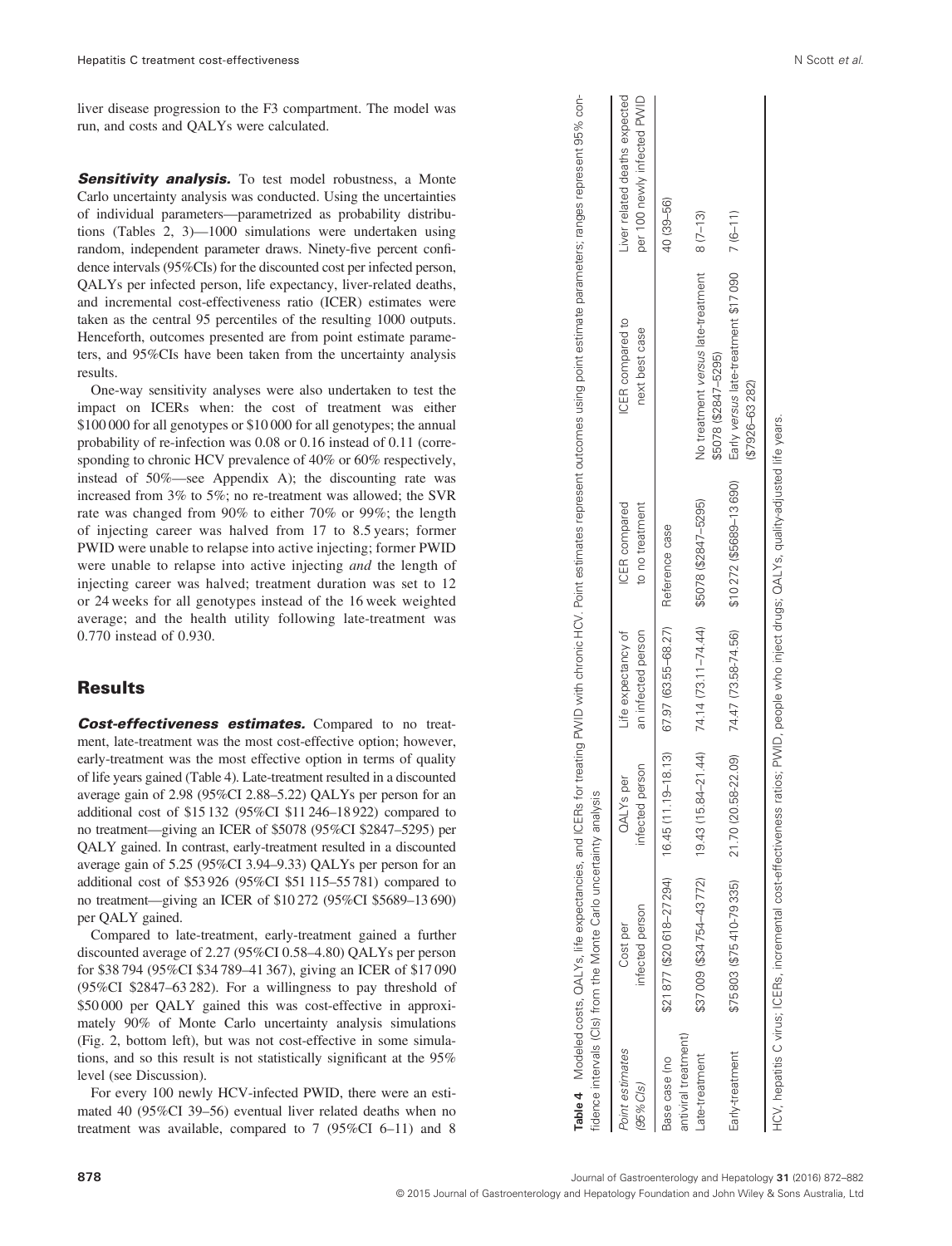liver disease progression to the F3 compartment. The model was run, and costs and QALYs were calculated.

***Sensitivity analysis.*** To test model robustness, a Monte Carlo uncertainty analysis was conducted. Using the uncertainties of individual parameters—parametrized as probability distributions (Tables 2, 3)—1000 simulations were undertaken using random, independent parameter draws. Ninety-five percent confidence intervals (95%CIs) for the discounted cost per infected person, QALYs per infected person, life expectancy, liver-related deaths, and incremental cost-effectiveness ratio (ICER) estimates were taken as the central 95 percentiles of the resulting 1000 outputs. Henceforth, outcomes presented are from point estimate parameters, and 95%CIs have been taken from the uncertainty analysis results.

One-way sensitivity analyses were also undertaken to test the impact on ICERs when: the cost of treatment was either \$100 000 for all genotypes or \$10 000 for all genotypes; the annual probability of re-infection was 0.08 or 0.16 instead of 0.11 (corresponding to chronic HCV prevalence of 40% or 60% respectively, instead of 50%—see Appendix A); the discounting rate was increased from 3% to 5%; no re-treatment was allowed; the SVR rate was changed from 90% to either 70% or 99%; the length of injecting career was halved from 17 to 8.5 years; former PWID were unable to relapse into active injecting; former PWID were unable to relapse into active injecting *and* the length of injecting career was halved; treatment duration was set to 12 or 24 weeks for all genotypes instead of the 16 week weighted average; and the health utility following late-treatment was 0.770 instead of 0.930.

## Results

***Cost-effectiveness estimates.*** Compared to no treatment, late-treatment was the most cost-effective option; however, early-treatment was the most effective option in terms of quality of life years gained (Table 4). Late-treatment resulted in a discounted average gain of 2.98 (95%CI 2.88–5.22) QALYs per person for an additional cost of \$15 132 (95%CI \$11 246–18 922) compared to no treatment—giving an ICER of \$5078 (95%CI \$2847–5295) per QALY gained. In contrast, early-treatment resulted in a discounted average gain of 5.25 (95%CI 3.94–9.33) QALYs per person for an additional cost of \$53 926 (95%CI \$51 115–55 781) compared to no treatment—giving an ICER of \$10 272 (95%CI \$5689–13 690) per QALY gained.

Compared to late-treatment, early-treatment gained a further discounted average of 2.27 (95%CI 0.58–4.80) QALYs per person for \$38 794 (95%CI \$34 789–41 367), giving an ICER of \$17 090 (95%CI \$2847–63 282). For a willingness to pay threshold of \$50 000 per QALY gained this was cost-effective in approximately 90% of Monte Carlo uncertainty analysis simulations (Fig. 2, bottom left), but was not cost-effective in some simulations, and so this result is not statistically significant at the 95% level (see Discussion).

For every 100 newly HCV-infected PWID, there were an estimated 40 (95%CI 39–56) eventual liver related deaths when no treatment was available, compared to 7 (95%CI 6–11) and 8

**Table 4** Modeled costs, QALYs, life expectancies, and ICERs for treating PWID with chronic HCV. Point estimates represent outcomes using point estimate parameters; ranges represent 95% confidence intervals (CIs) from the Monte Carlo uncertainty analysis

| *Point estimates (95%CIs)* | Cost per infected person | QALYs per infected person | Life expectancy of an infected person | ICER compared to no treatment | ICER compared to next best case | Liver related deaths expected per 100 newly infected PWID |
|---|---|---|---|---|---|---|
| Base case (no antiviral treatment) | \$21 877 (\$20 618–27 294) | 16.45 (11.19–18.13) | 67.97 (63.55–68.27) | Reference case | | 40 (39–56) |
| Late-treatment | \$37 009 (\$34 754–43 772) | 19.43 (15.84–21.44) | 74.14 (73.11–74.44) | \$5078 (\$2847–5295) | No treatment *versus* late-treatment \$5078 (\$2847–5295) | 8 (7–13) |
| Early-treatment | \$75 803 (\$75 410–79 335) | 21.70 (20.58–22.09) | 74.47 (73.58–74.56) | \$10 272 (\$5689–13 690) | Early *versus* late-treatment \$17 090 (\$7926–63 282) | 7 (6–11) |

HCV, hepatitis C virus; ICERs, incremental cost-effectiveness ratios; PWID, people who inject drugs; QALYs, quality-adjusted life years.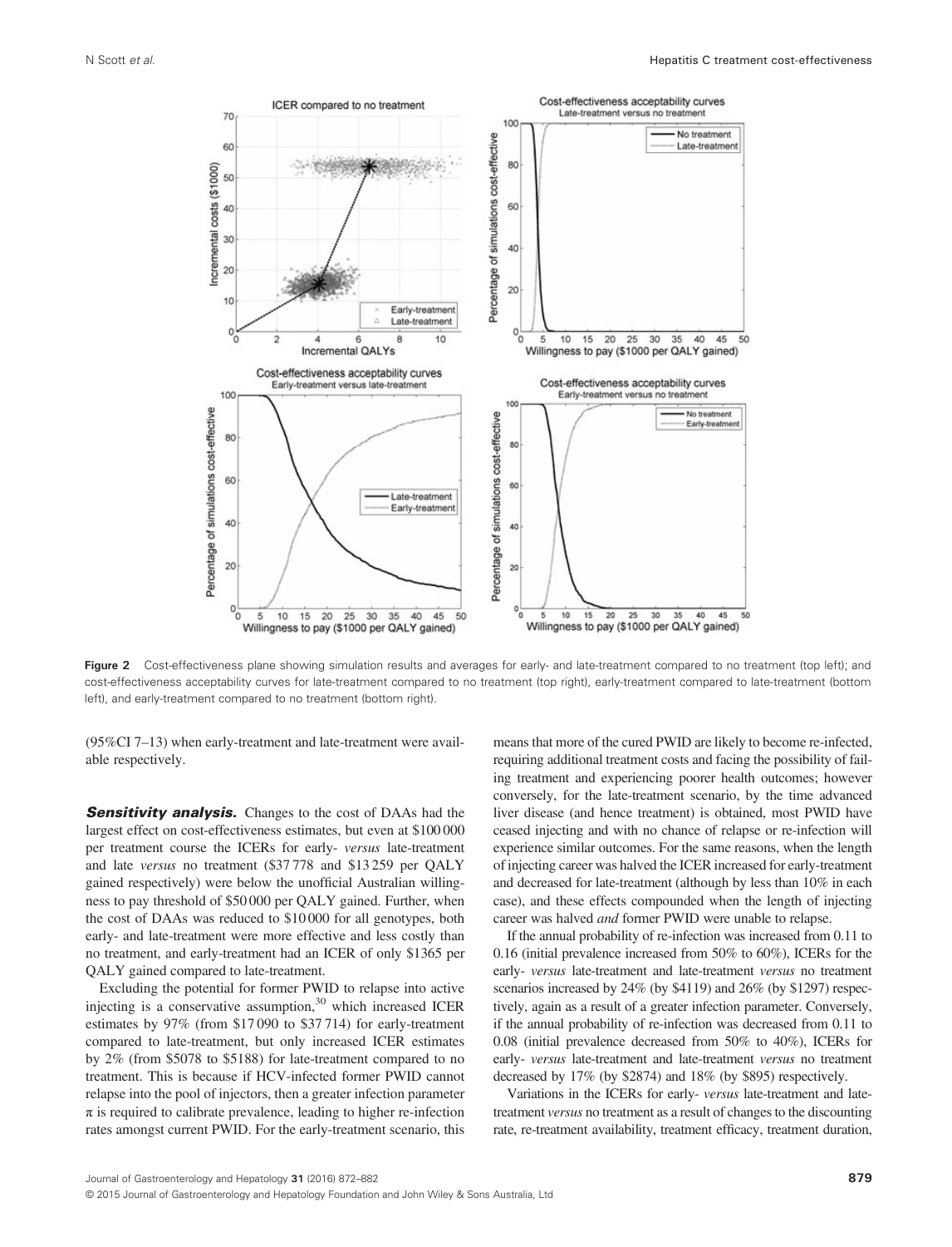Figure 2 Cost-effectiveness plane showing simulation results and averages for early- and late-treatment compared to no treatment (top left); and cost-effectiveness acceptability curves for late-treatment compared to no treatment (top right), early-treatment compared to late-treatment (bottom left), and early-treatment compared to no treatment (bottom right).

(95%CI 7–13) when early-treatment and late-treatment were available respectively.

***Sensitivity analysis.*** Changes to the cost of DAAs had the largest effect on cost-effectiveness estimates, but even at $100 000 per treatment course the ICERs for early- *versus* late-treatment and late *versus* no treatment ($37 778 and $13 259 per QALY gained respectively) were below the unofficial Australian willingness to pay threshold of $50 000 per QALY gained. Further, when the cost of DAAs was reduced to $10 000 for all genotypes, both early- and late-treatment were more effective and less costly than no treatment, and early-treatment had an ICER of only $1365 per QALY gained compared to late-treatment.

Excluding the potential for former PWID to relapse into active injecting is a conservative assumption,[30] which increased ICER estimates by 97% (from $17 090 to $37 714) for early-treatment compared to late-treatment, but only increased ICER estimates by 2% (from $5078 to $5188) for late-treatment compared to no treatment. This is because if HCV-infected former PWID cannot relapse into the pool of injectors, then a greater infection parameter $\pi$ is required to calibrate prevalence, leading to higher re-infection rates amongst current PWID. For the early-treatment scenario, this means that more of the cured PWID are likely to become re-infected, requiring additional treatment costs and facing the possibility of failing treatment and experiencing poorer health outcomes; however conversely, for the late-treatment scenario, by the time advanced liver disease (and hence treatment) is obtained, most PWID have ceased injecting and with no chance of relapse or re-infection will experience similar outcomes. For the same reasons, when the length of injecting career was halved the ICER increased for early-treatment and decreased for late-treatment (although by less than 10% in each case), and these effects compounded when the length of injecting career was halved *and* former PWID were unable to relapse.

If the annual probability of re-infection was increased from 0.11 to 0.16 (initial prevalence increased from 50% to 60%), ICERs for the early- *versus* late-treatment and late-treatment *versus* no treatment scenarios increased by 24% (by $4119) and 26% (by $1297) respectively, again as a result of a greater infection parameter. Conversely, if the annual probability of re-infection was decreased from 0.11 to 0.08 (initial prevalence decreased from 50% to 40%), ICERs for early- *versus* late-treatment and late-treatment *versus* no treatment decreased by 17% (by $2874) and 18% (by $895) respectively.

Variations in the ICERs for early- *versus* late-treatment and late-treatment *versus* no treatment as a result of changes to the discounting rate, re-treatment availability, treatment efficacy, treatment duration,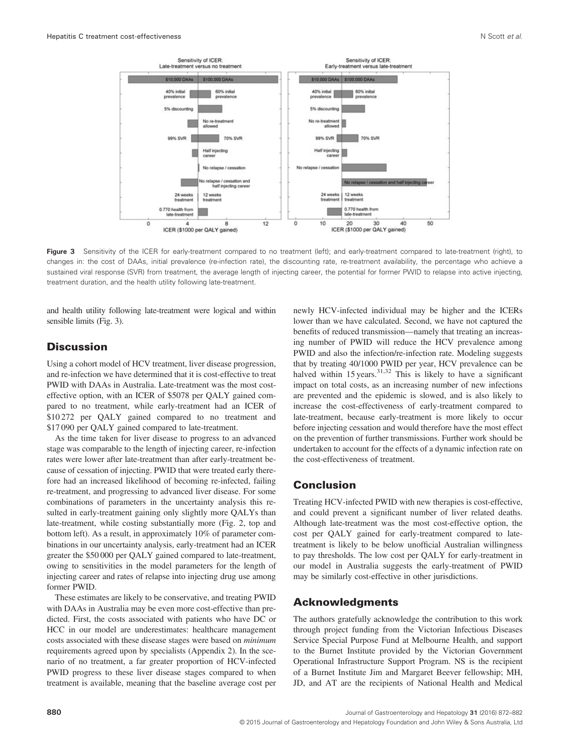**Figure 3** Sensitivity of the ICER for early-treatment compared to no treatment (left); and early-treatment compared to late-treatment (right), to changes in: the cost of DAAs, initial prevalence (re-infection rate), the discounting rate, re-treatment availability, the percentage who achieve a sustained viral response (SVR) from treatment, the average length of injecting career, the potential for former PWID to relapse into active injecting, treatment duration, and the health utility following late-treatment.

and health utility following late-treatment were logical and within sensible limits (Fig. 3).

## Discussion

Using a cohort model of HCV treatment, liver disease progression, and re-infection we have determined that it is cost-effective to treat PWID with DAAs in Australia. Late-treatment was the most cost-effective option, with an ICER of $5078 per QALY gained compared to no treatment, while early-treatment had an ICER of $10 272 per QALY gained compared to no treatment and $17 090 per QALY gained compared to late-treatment.

As the time taken for liver disease to progress to an advanced stage was comparable to the length of injecting career, re-infection rates were lower after late-treatment than after early-treatment because of cessation of injecting. PWID that were treated early therefore had an increased likelihood of becoming re-infected, failing re-treatment, and progressing to advanced liver disease. For some combinations of parameters in the uncertainty analysis this resulted in early-treatment gaining only slightly more QALYs than late-treatment, while costing substantially more (Fig. 2, top and bottom left). As a result, in approximately 10% of parameter combinations in our uncertainty analysis, early-treatment had an ICER greater the $50 000 per QALY gained compared to late-treatment, owing to sensitivities in the model parameters for the length of injecting career and rates of relapse into injecting drug use among former PWID.

These estimates are likely to be conservative, and treating PWID with DAAs in Australia may be even more cost-effective than predicted. First, the costs associated with patients who have DC or HCC in our model are underestimates: healthcare management costs associated with these disease stages were based on *minimum* requirements agreed upon by specialists (Appendix 2). In the scenario of no treatment, a far greater proportion of HCV-infected PWID progress to these liver disease stages compared to when treatment is available, meaning that the baseline average cost per newly HCV-infected individual may be higher and the ICERs lower than we have calculated. Second, we have not captured the benefits of reduced transmission—namely that treating an increasing number of PWID will reduce the HCV prevalence among PWID and also the infection/re-infection rate. Modeling suggests that by treating 40/1000 PWID per year, HCV prevalence can be halved within 15 years.[31,32] This is likely to have a significant impact on total costs, as an increasing number of new infections are prevented and the epidemic is slowed, and is also likely to increase the cost-effectiveness of early-treatment compared to late-treatment, because early-treatment is more likely to occur before injecting cessation and would therefore have the most effect on the prevention of further transmissions. Further work should be undertaken to account for the effects of a dynamic infection rate on the cost-effectiveness of treatment.

## Conclusion

Treating HCV-infected PWID with new therapies is cost-effective, and could prevent a significant number of liver related deaths. Although late-treatment was the most cost-effective option, the cost per QALY gained for early-treatment compared to late-treatment is likely to be below unofficial Australian willingness to pay thresholds. The low cost per QALY for early-treatment in our model in Australia suggests the early-treatment of PWID may be similarly cost-effective in other jurisdictions.

## Acknowledgments

The authors gratefully acknowledge the contribution to this work through project funding from the Victorian Infectious Diseases Service Special Purpose Fund at Melbourne Health, and support to the Burnet Institute provided by the Victorian Government Operational Infrastructure Support Program. NS is the recipient of a Burnet Institute Jim and Margaret Beever fellowship; MH, JD, and AT are the recipients of National Health and Medical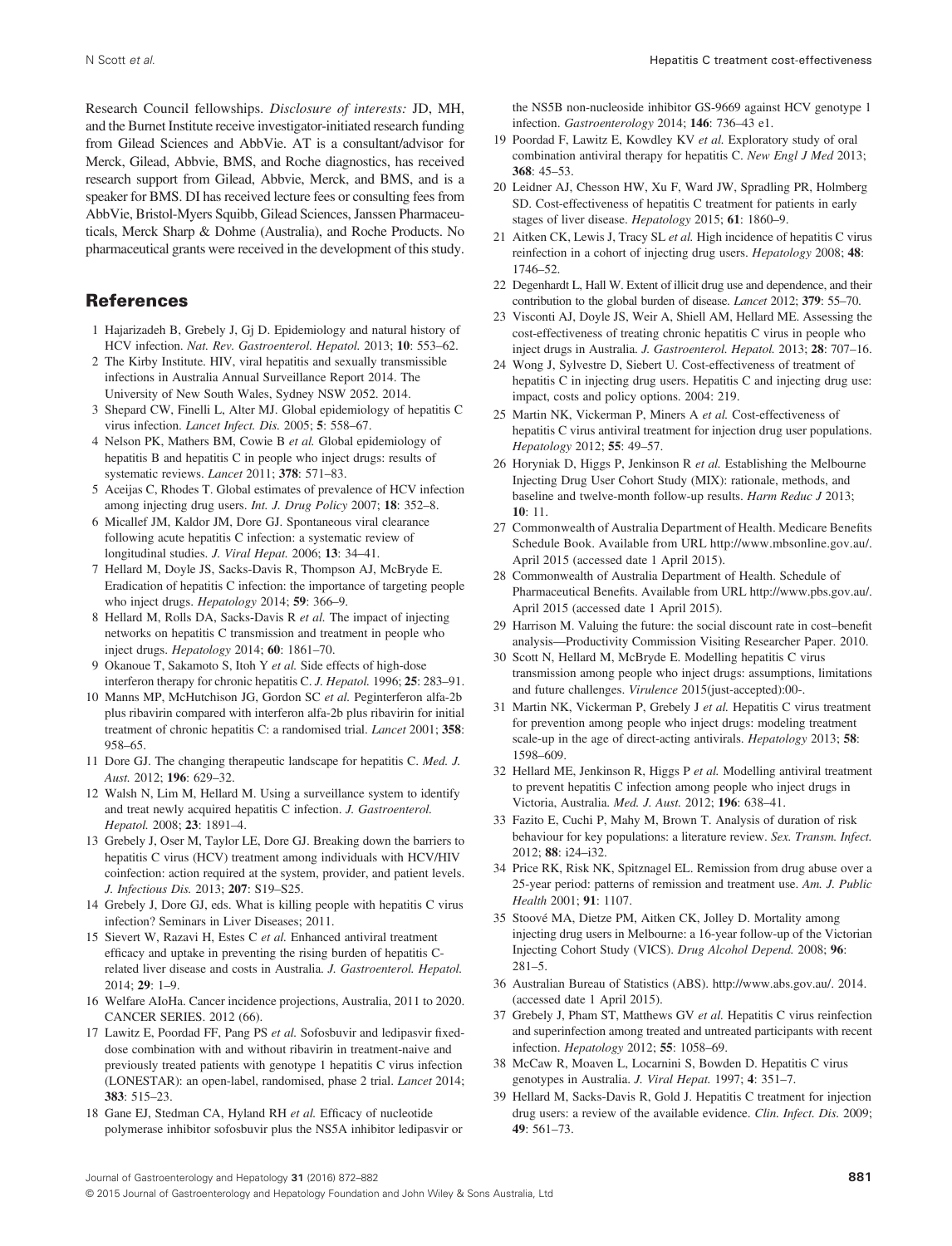Research Council fellowships. *Disclosure of interests:* JD, MH, and the Burnet Institute receive investigator-initiated research funding from Gilead Sciences and AbbVie. AT is a consultant/advisor for Merck, Gilead, Abbvie, BMS, and Roche diagnostics, has received research support from Gilead, Abbvie, Merck, and BMS, and is a speaker for BMS. DI has received lecture fees or consulting fees from AbbVie, Bristol-Myers Squibb, Gilead Sciences, Janssen Pharmaceuticals, Merck Sharp & Dohme (Australia), and Roche Products. No pharmaceutical grants were received in the development of this study.

## References

1 Hajarizadeh B, Grebely J, Gj D. Epidemiology and natural history of HCV infection. *Nat. Rev. Gastroenterol. Hepatol.* 2013; **10**: 553–62.

2 The Kirby Institute. HIV, viral hepatitis and sexually transmissible infections in Australia Annual Surveillance Report 2014. The University of New South Wales, Sydney NSW 2052. 2014.

3 Shepard CW, Finelli L, Alter MJ. Global epidemiology of hepatitis C virus infection. *Lancet Infect. Dis.* 2005; **5**: 558–67.

4 Nelson PK, Mathers BM, Cowie B *et al.* Global epidemiology of hepatitis B and hepatitis C in people who inject drugs: results of systematic reviews. *Lancet* 2011; **378**: 571–83.

5 Aceijas C, Rhodes T. Global estimates of prevalence of HCV infection among injecting drug users. *Int. J. Drug Policy* 2007; **18**: 352–8.

6 Micallef JM, Kaldor JM, Dore GJ. Spontaneous viral clearance following acute hepatitis C infection: a systematic review of longitudinal studies. *J. Viral Hepat.* 2006; **13**: 34–41.

7 Hellard M, Doyle JS, Sacks-Davis R, Thompson AJ, McBryde E. Eradication of hepatitis C infection: the importance of targeting people who inject drugs. *Hepatology* 2014; **59**: 366–9.

8 Hellard M, Rolls DA, Sacks-Davis R *et al.* The impact of injecting networks on hepatitis C transmission and treatment in people who inject drugs. *Hepatology* 2014; **60**: 1861–70.

9 Okanoue T, Sakamoto S, Itoh Y *et al.* Side effects of high-dose interferon therapy for chronic hepatitis C. *J. Hepatol.* 1996; **25**: 283–91.

10 Manns MP, McHutchison JG, Gordon SC *et al.* Peginterferon alfa-2b plus ribavirin compared with interferon alfa-2b plus ribavirin for initial treatment of chronic hepatitis C: a randomised trial. *Lancet* 2001; **358**: 958–65.

11 Dore GJ. The changing therapeutic landscape for hepatitis C. *Med. J. Aust.* 2012; **196**: 629–32.

12 Walsh N, Lim M, Hellard M. Using a surveillance system to identify and treat newly acquired hepatitis C infection. *J. Gastroenterol. Hepatol.* 2008; **23**: 1891–4.

13 Grebely J, Oser M, Taylor LE, Dore GJ. Breaking down the barriers to hepatitis C virus (HCV) treatment among individuals with HCV/HIV coinfection: action required at the system, provider, and patient levels. *J. Infectious Dis.* 2013; **207**: S19–S25.

14 Grebely J, Dore GJ, eds. What is killing people with hepatitis C virus infection? Seminars in Liver Diseases; 2011.

15 Sievert W, Razavi H, Estes C *et al.* Enhanced antiviral treatment efficacy and uptake in preventing the rising burden of hepatitis C-related liver disease and costs in Australia. *J. Gastroenterol. Hepatol.* 2014; **29**: 1–9.

16 Welfare AIoHa. Cancer incidence projections, Australia, 2011 to 2020. CANCER SERIES. 2012 (66).

17 Lawitz E, Poordad FF, Pang PS *et al.* Sofosbuvir and ledipasvir fixed-dose combination with and without ribavirin in treatment-naive and previously treated patients with genotype 1 hepatitis C virus infection (LONESTAR): an open-label, randomised, phase 2 trial. *Lancet* 2014; **383**: 515–23.

18 Gane EJ, Stedman CA, Hyland RH *et al.* Efficacy of nucleotide polymerase inhibitor sofosbuvir plus the NS5A inhibitor ledipasvir or the NS5B non-nucleoside inhibitor GS-9669 against HCV genotype 1 infection. *Gastroenterology* 2014; **146**: 736–43 e1.

19 Poordad F, Lawitz E, Kowdley KV *et al.* Exploratory study of oral combination antiviral therapy for hepatitis C. *New Engl J Med* 2013; **368**: 45–53.

20 Leidner AJ, Chesson HW, Xu F, Ward JW, Spradling PR, Holmberg SD. Cost-effectiveness of hepatitis C treatment for patients in early stages of liver disease. *Hepatology* 2015; **61**: 1860–9.

21 Aitken CK, Lewis J, Tracy SL *et al.* High incidence of hepatitis C virus reinfection in a cohort of injecting drug users. *Hepatology* 2008; **48**: 1746–52.

22 Degenhardt L, Hall W. Extent of illicit drug use and dependence, and their contribution to the global burden of disease. *Lancet* 2012; **379**: 55–70.

23 Visconti AJ, Doyle JS, Weir A, Shiell AM, Hellard ME. Assessing the cost-effectiveness of treating chronic hepatitis C virus in people who inject drugs in Australia. *J. Gastroenterol. Hepatol.* 2013; **28**: 707–16.

24 Wong J, Sylvestre D, Siebert U. Cost-effectiveness of treatment of hepatitis C in injecting drug users. Hepatitis C and injecting drug use: impact, costs and policy options. 2004: 219.

25 Martin NK, Vickerman P, Miners A *et al.* Cost-effectiveness of hepatitis C virus antiviral treatment for injection drug user populations. *Hepatology* 2012; **55**: 49–57.

26 Horyniak D, Higgs P, Jenkinson R *et al.* Establishing the Melbourne Injecting Drug User Cohort Study (MIX): rationale, methods, and baseline and twelve-month follow-up results. *Harm Reduc J* 2013; **10**: 11.

27 Commonwealth of Australia Department of Health. Medicare Benefits Schedule Book. Available from URL http://www.mbsonline.gov.au/. April 2015 (accessed date 1 April 2015).

28 Commonwealth of Australia Department of Health. Schedule of Pharmaceutical Benefits. Available from URL http://www.pbs.gov.au/. April 2015 (accessed date 1 April 2015).

29 Harrison M. Valuing the future: the social discount rate in cost–benefit analysis—Productivity Commission Visiting Researcher Paper. 2010.

30 Scott N, Hellard M, McBryde E. Modelling hepatitis C virus transmission among people who inject drugs: assumptions, limitations and future challenges. *Virulence* 2015(just-accepted):00-.

31 Martin NK, Vickerman P, Grebely J *et al.* Hepatitis C virus treatment for prevention among people who inject drugs: modeling treatment scale-up in the age of direct-acting antivirals. *Hepatology* 2013; **58**: 1598–609.

32 Hellard ME, Jenkinson R, Higgs P *et al.* Modelling antiviral treatment to prevent hepatitis C infection among people who inject drugs in Victoria, Australia. *Med. J. Aust.* 2012; **196**: 638–41.

33 Fazito E, Cuchi P, Mahy M, Brown T. Analysis of duration of risk behaviour for key populations: a literature review. *Sex. Transm. Infect.* 2012; **88**: i24–i32.

34 Price RK, Risk NK, Spitznagel EL. Remission from drug abuse over a 25-year period: patterns of remission and treatment use. *Am. J. Public Health* 2001; **91**: 1107.

35 Stoové MA, Dietze PM, Aitken CK, Jolley D. Mortality among injecting drug users in Melbourne: a 16-year follow-up of the Victorian Injecting Cohort Study (VICS). *Drug Alcohol Depend.* 2008; **96**: 281–5.

36 Australian Bureau of Statistics (ABS). http://www.abs.gov.au/. 2014. (accessed date 1 April 2015).

37 Grebely J, Pham ST, Matthews GV *et al.* Hepatitis C virus reinfection and superinfection among treated and untreated participants with recent infection. *Hepatology* 2012; **55**: 1058–69.

38 McCaw R, Moaven L, Locarnini S, Bowden D. Hepatitis C virus genotypes in Australia. *J. Viral Hepat.* 1997; **4**: 351–7.

39 Hellard M, Sacks-Davis R, Gold J. Hepatitis C treatment for injection drug users: a review of the available evidence. *Clin. Infect. Dis.* 2009; **49**: 561–73.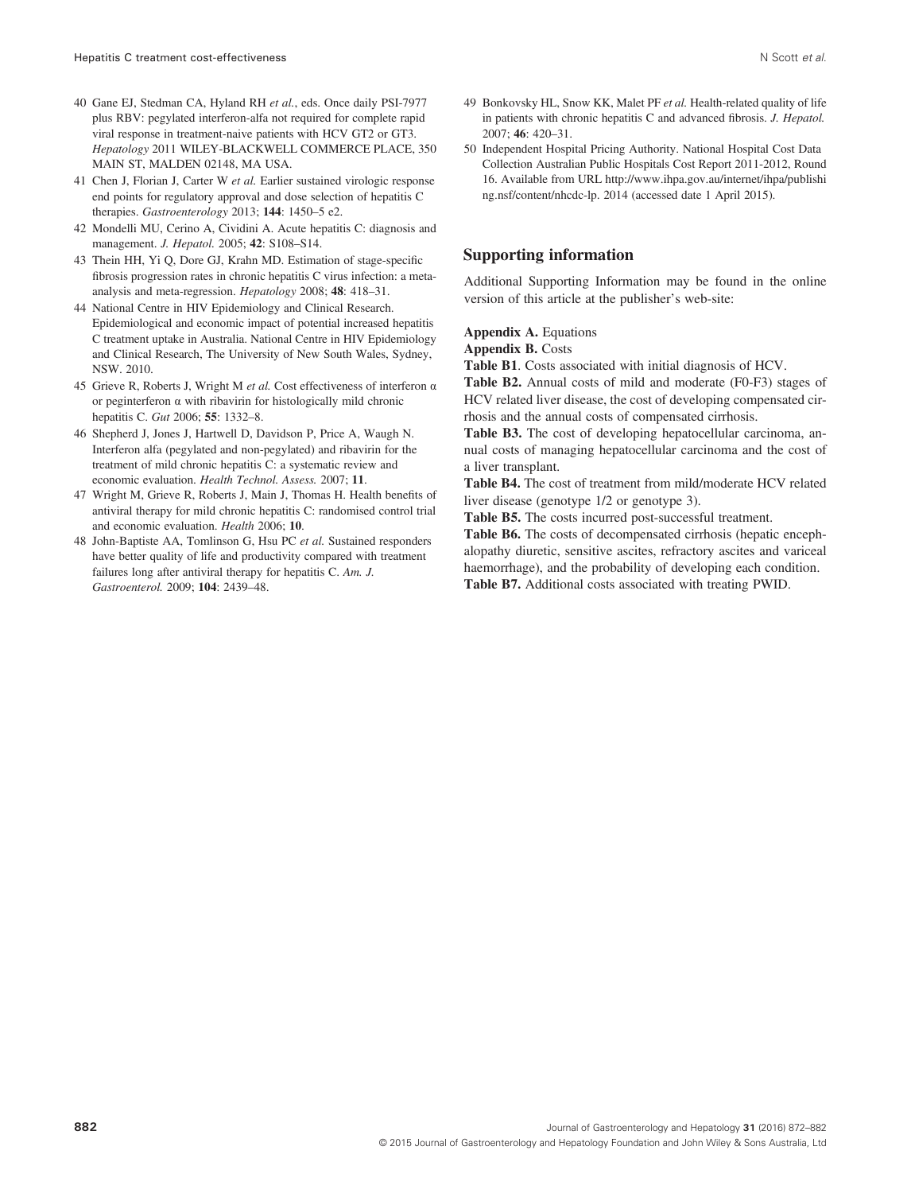40 Gane EJ, Stedman CA, Hyland RH *et al.*, eds. Once daily PSI-7977 plus RBV: pegylated interferon-alfa not required for complete rapid viral response in treatment-naive patients with HCV GT2 or GT3. *Hepatology* 2011 WILEY-BLACKWELL COMMERCE PLACE, 350 MAIN ST, MALDEN 02148, MA USA.

41 Chen J, Florian J, Carter W *et al.* Earlier sustained virologic response end points for regulatory approval and dose selection of hepatitis C therapies. *Gastroenterology* 2013; **144**: 1450–5 e2.

42 Mondelli MU, Cerino A, Cividini A. Acute hepatitis C: diagnosis and management. *J. Hepatol.* 2005; **42**: S108–S14.

43 Thein HH, Yi Q, Dore GJ, Krahn MD. Estimation of stage-specific fibrosis progression rates in chronic hepatitis C virus infection: a meta-analysis and meta-regression. *Hepatology* 2008; **48**: 418–31.

44 National Centre in HIV Epidemiology and Clinical Research. Epidemiological and economic impact of potential increased hepatitis C treatment uptake in Australia. National Centre in HIV Epidemiology and Clinical Research, The University of New South Wales, Sydney, NSW. 2010.

45 Grieve R, Roberts J, Wright M *et al.* Cost effectiveness of interferon α or peginterferon α with ribavirin for histologically mild chronic hepatitis C. *Gut* 2006; **55**: 1332–8.

46 Shepherd J, Jones J, Hartwell D, Davidson P, Price A, Waugh N. Interferon alfa (pegylated and non-pegylated) and ribavirin for the treatment of mild chronic hepatitis C: a systematic review and economic evaluation. *Health Technol. Assess.* 2007; **11**.

47 Wright M, Grieve R, Roberts J, Main J, Thomas H. Health benefits of antiviral therapy for mild chronic hepatitis C: randomised control trial and economic evaluation. *Health* 2006; **10**.

48 John-Baptiste AA, Tomlinson G, Hsu PC *et al.* Sustained responders have better quality of life and productivity compared with treatment failures long after antiviral therapy for hepatitis C. *Am. J. Gastroenterol.* 2009; **104**: 2439–48.

49 Bonkovsky HL, Snow KK, Malet PF *et al.* Health-related quality of life in patients with chronic hepatitis C and advanced fibrosis. *J. Hepatol.* 2007; **46**: 420–31.

50 Independent Hospital Pricing Authority. National Hospital Cost Data Collection Australian Public Hospitals Cost Report 2011-2012, Round 16. Available from URL http://www.ihpa.gov.au/internet/ihpa/publishing.nsf/content/nhcdc-lp. 2014 (accessed date 1 April 2015).

## Supporting information

Additional Supporting Information may be found in the online version of this article at the publisher's web-site:

**Appendix A.** Equations

**Appendix B.** Costs

**Table B1**. Costs associated with initial diagnosis of HCV.

**Table B2.** Annual costs of mild and moderate (F0-F3) stages of HCV related liver disease, the cost of developing compensated cirrhosis and the annual costs of compensated cirrhosis.

**Table B3.** The cost of developing hepatocellular carcinoma, annual costs of managing hepatocellular carcinoma and the cost of a liver transplant.

**Table B4.** The cost of treatment from mild/moderate HCV related liver disease (genotype 1/2 or genotype 3).

**Table B5.** The costs incurred post-successful treatment.

**Table B6.** The costs of decompensated cirrhosis (hepatic encephalopathy diuretic, sensitive ascites, refractory ascites and variceal haemorrhage), and the probability of developing each condition.

**Table B7.** Additional costs associated with treating PWID.